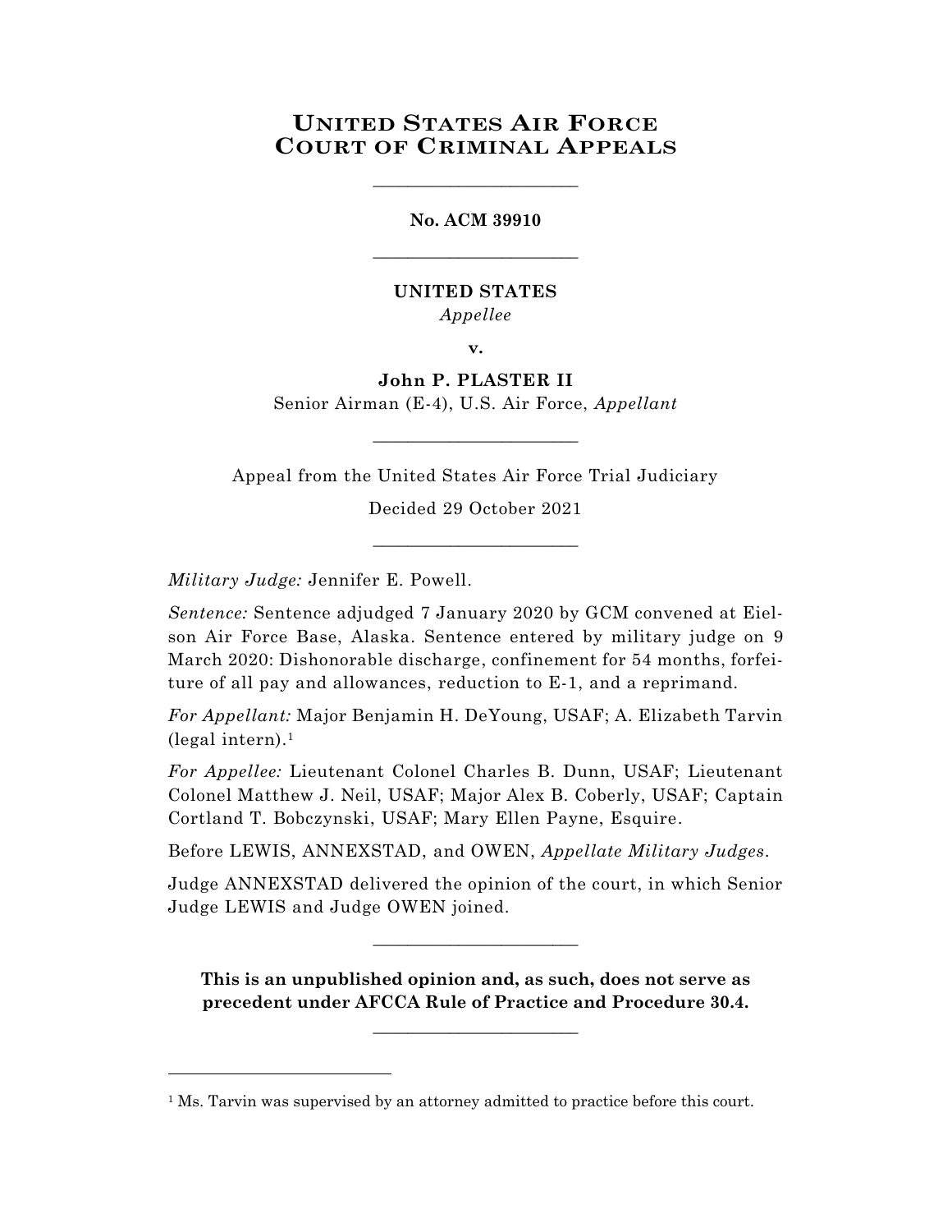# UNITED STATES AIR FORCE COURT OF CRIMINAL APPEALS

---

**No. ACM 39910**

---

**UNITED STATES**
*Appellee*

**v.**

**John P. PLASTER II**
Senior Airman (E-4), U.S. Air Force, *Appellant*

---

Appeal from the United States Air Force Trial Judiciary

Decided 29 October 2021

---

*Military Judge:* Jennifer E. Powell.

*Sentence:* Sentence adjudged 7 January 2020 by GCM convened at Eielson Air Force Base, Alaska. Sentence entered by military judge on 9 March 2020: Dishonorable discharge, confinement for 54 months, forfeiture of all pay and allowances, reduction to E-1, and a reprimand.

*For Appellant:* Major Benjamin H. DeYoung, USAF; A. Elizabeth Tarvin (legal intern).[1]

*For Appellee:* Lieutenant Colonel Charles B. Dunn, USAF; Lieutenant Colonel Matthew J. Neil, USAF; Major Alex B. Coberly, USAF; Captain Cortland T. Bobczynski, USAF; Mary Ellen Payne, Esquire.

Before LEWIS, ANNEXSTAD, and OWEN, *Appellate Military Judges*.

Judge ANNEXSTAD delivered the opinion of the court, in which Senior Judge LEWIS and Judge OWEN joined.

---

**This is an unpublished opinion and, as such, does not serve as precedent under AFCCA Rule of Practice and Procedure 30.4.**

---

[1] Ms. Tarvin was supervised by an attorney admitted to practice before this court.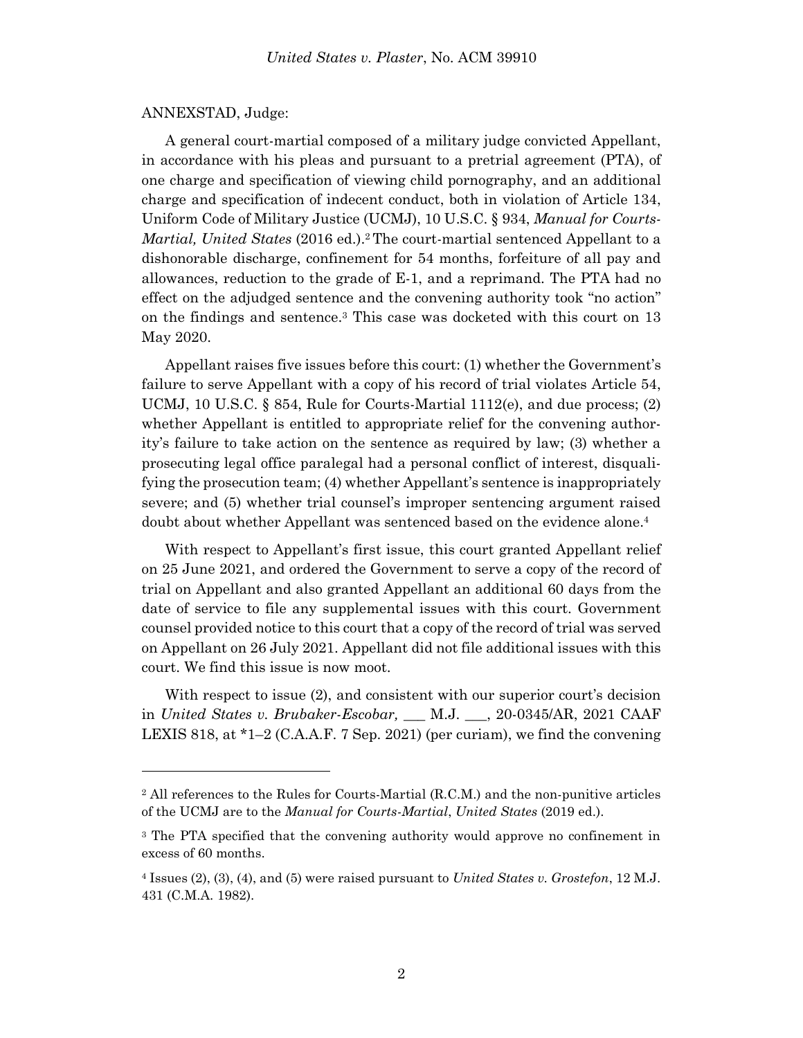ANNEXSTAD, Judge:

A general court-martial composed of a military judge convicted Appellant, in accordance with his pleas and pursuant to a pretrial agreement (PTA), of one charge and specification of viewing child pornography, and an additional charge and specification of indecent conduct, both in violation of Article 134, Uniform Code of Military Justice (UCMJ), 10 U.S.C. § 934, *Manual for Courts-Martial, United States* (2016 ed.).[2] The court-martial sentenced Appellant to a dishonorable discharge, confinement for 54 months, forfeiture of all pay and allowances, reduction to the grade of E-1, and a reprimand. The PTA had no effect on the adjudged sentence and the convening authority took "no action" on the findings and sentence.[3] This case was docketed with this court on 13 May 2020.

Appellant raises five issues before this court: (1) whether the Government's failure to serve Appellant with a copy of his record of trial violates Article 54, UCMJ, 10 U.S.C. § 854, Rule for Courts-Martial 1112(e), and due process; (2) whether Appellant is entitled to appropriate relief for the convening authority's failure to take action on the sentence as required by law; (3) whether a prosecuting legal office paralegal had a personal conflict of interest, disqualifying the prosecution team; (4) whether Appellant's sentence is inappropriately severe; and (5) whether trial counsel's improper sentencing argument raised doubt about whether Appellant was sentenced based on the evidence alone.[4]

With respect to Appellant's first issue, this court granted Appellant relief on 25 June 2021, and ordered the Government to serve a copy of the record of trial on Appellant and also granted Appellant an additional 60 days from the date of service to file any supplemental issues with this court. Government counsel provided notice to this court that a copy of the record of trial was served on Appellant on 26 July 2021. Appellant did not file additional issues with this court. We find this issue is now moot.

With respect to issue (2), and consistent with our superior court's decision in *United States v. Brubaker-Escobar,* ___ M.J. ___, 20-0345/AR, 2021 CAAF LEXIS 818, at *1–2 (C.A.A.F. 7 Sep. 2021) (per curiam), we find the convening

---

[2] All references to the Rules for Courts-Martial (R.C.M.) and the non-punitive articles of the UCMJ are to the *Manual for Courts-Martial*, *United States* (2019 ed.).

[3] The PTA specified that the convening authority would approve no confinement in excess of 60 months.

[4] Issues (2), (3), (4), and (5) were raised pursuant to *United States v. Grostefon*, 12 M.J. 431 (C.M.A. 1982).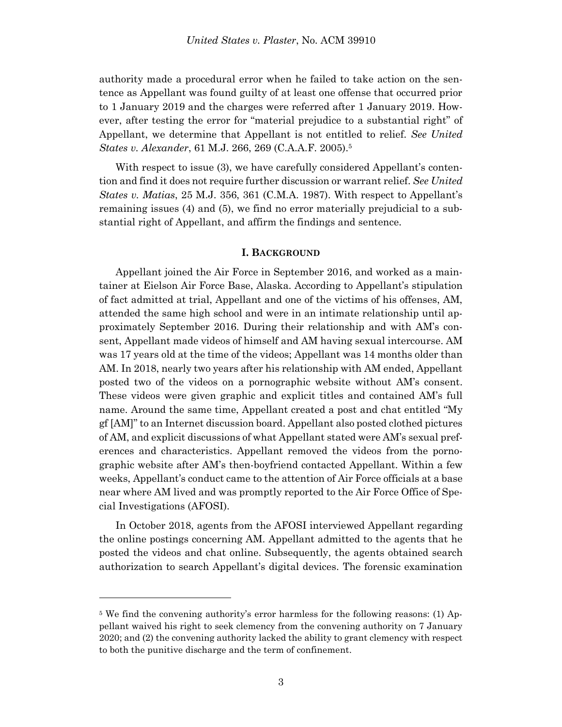authority made a procedural error when he failed to take action on the sentence as Appellant was found guilty of at least one offense that occurred prior to 1 January 2019 and the charges were referred after 1 January 2019. However, after testing the error for "material prejudice to a substantial right" of Appellant, we determine that Appellant is not entitled to relief. *See United States v. Alexander*, 61 M.J. 266, 269 (C.A.A.F. 2005).[5]

With respect to issue (3), we have carefully considered Appellant's contention and find it does not require further discussion or warrant relief. *See United States v. Matias*, 25 M.J. 356, 361 (C.M.A. 1987). With respect to Appellant's remaining issues (4) and (5), we find no error materially prejudicial to a substantial right of Appellant, and affirm the findings and sentence.

## I. Background

Appellant joined the Air Force in September 2016, and worked as a maintainer at Eielson Air Force Base, Alaska. According to Appellant's stipulation of fact admitted at trial, Appellant and one of the victims of his offenses, AM, attended the same high school and were in an intimate relationship until approximately September 2016. During their relationship and with AM's consent, Appellant made videos of himself and AM having sexual intercourse. AM was 17 years old at the time of the videos; Appellant was 14 months older than AM. In 2018, nearly two years after his relationship with AM ended, Appellant posted two of the videos on a pornographic website without AM's consent. These videos were given graphic and explicit titles and contained AM's full name. Around the same time, Appellant created a post and chat entitled "My gf [AM]" to an Internet discussion board. Appellant also posted clothed pictures of AM, and explicit discussions of what Appellant stated were AM's sexual preferences and characteristics. Appellant removed the videos from the pornographic website after AM's then-boyfriend contacted Appellant. Within a few weeks, Appellant's conduct came to the attention of Air Force officials at a base near where AM lived and was promptly reported to the Air Force Office of Special Investigations (AFOSI).

In October 2018, agents from the AFOSI interviewed Appellant regarding the online postings concerning AM. Appellant admitted to the agents that he posted the videos and chat online. Subsequently, the agents obtained search authorization to search Appellant's digital devices. The forensic examination

---

[5] We find the convening authority's error harmless for the following reasons: (1) Appellant waived his right to seek clemency from the convening authority on 7 January 2020; and (2) the convening authority lacked the ability to grant clemency with respect to both the punitive discharge and the term of confinement.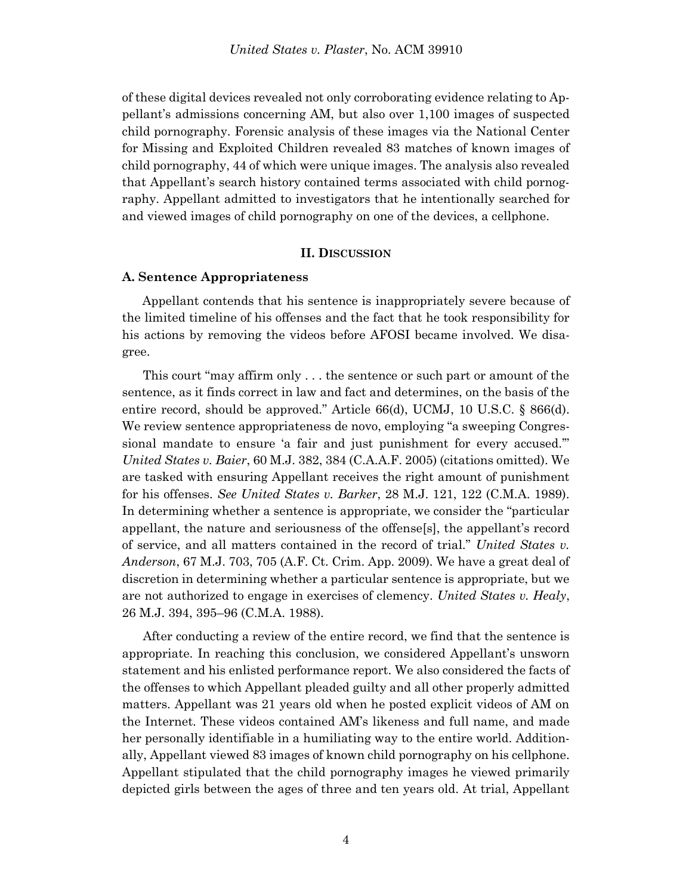of these digital devices revealed not only corroborating evidence relating to Appellant's admissions concerning AM, but also over 1,100 images of suspected child pornography. Forensic analysis of these images via the National Center for Missing and Exploited Children revealed 83 matches of known images of child pornography, 44 of which were unique images. The analysis also revealed that Appellant's search history contained terms associated with child pornography. Appellant admitted to investigators that he intentionally searched for and viewed images of child pornography on one of the devices, a cellphone.

## II. DISCUSSION

### A. Sentence Appropriateness

Appellant contends that his sentence is inappropriately severe because of the limited timeline of his offenses and the fact that he took responsibility for his actions by removing the videos before AFOSI became involved. We disagree.

This court "may affirm only . . . the sentence or such part or amount of the sentence, as it finds correct in law and fact and determines, on the basis of the entire record, should be approved." Article 66(d), UCMJ, 10 U.S.C. § 866(d). We review sentence appropriateness de novo, employing "a sweeping Congressional mandate to ensure 'a fair and just punishment for every accused.'" *United States v. Baier*, 60 M.J. 382, 384 (C.A.A.F. 2005) (citations omitted). We are tasked with ensuring Appellant receives the right amount of punishment for his offenses. *See United States v. Barker*, 28 M.J. 121, 122 (C.M.A. 1989). In determining whether a sentence is appropriate, we consider the "particular appellant, the nature and seriousness of the offense[s], the appellant's record of service, and all matters contained in the record of trial." *United States v. Anderson*, 67 M.J. 703, 705 (A.F. Ct. Crim. App. 2009). We have a great deal of discretion in determining whether a particular sentence is appropriate, but we are not authorized to engage in exercises of clemency. *United States v. Healy*, 26 M.J. 394, 395–96 (C.M.A. 1988).

After conducting a review of the entire record, we find that the sentence is appropriate. In reaching this conclusion, we considered Appellant's unsworn statement and his enlisted performance report. We also considered the facts of the offenses to which Appellant pleaded guilty and all other properly admitted matters. Appellant was 21 years old when he posted explicit videos of AM on the Internet. These videos contained AM's likeness and full name, and made her personally identifiable in a humiliating way to the entire world. Additionally, Appellant viewed 83 images of known child pornography on his cellphone. Appellant stipulated that the child pornography images he viewed primarily depicted girls between the ages of three and ten years old. At trial, Appellant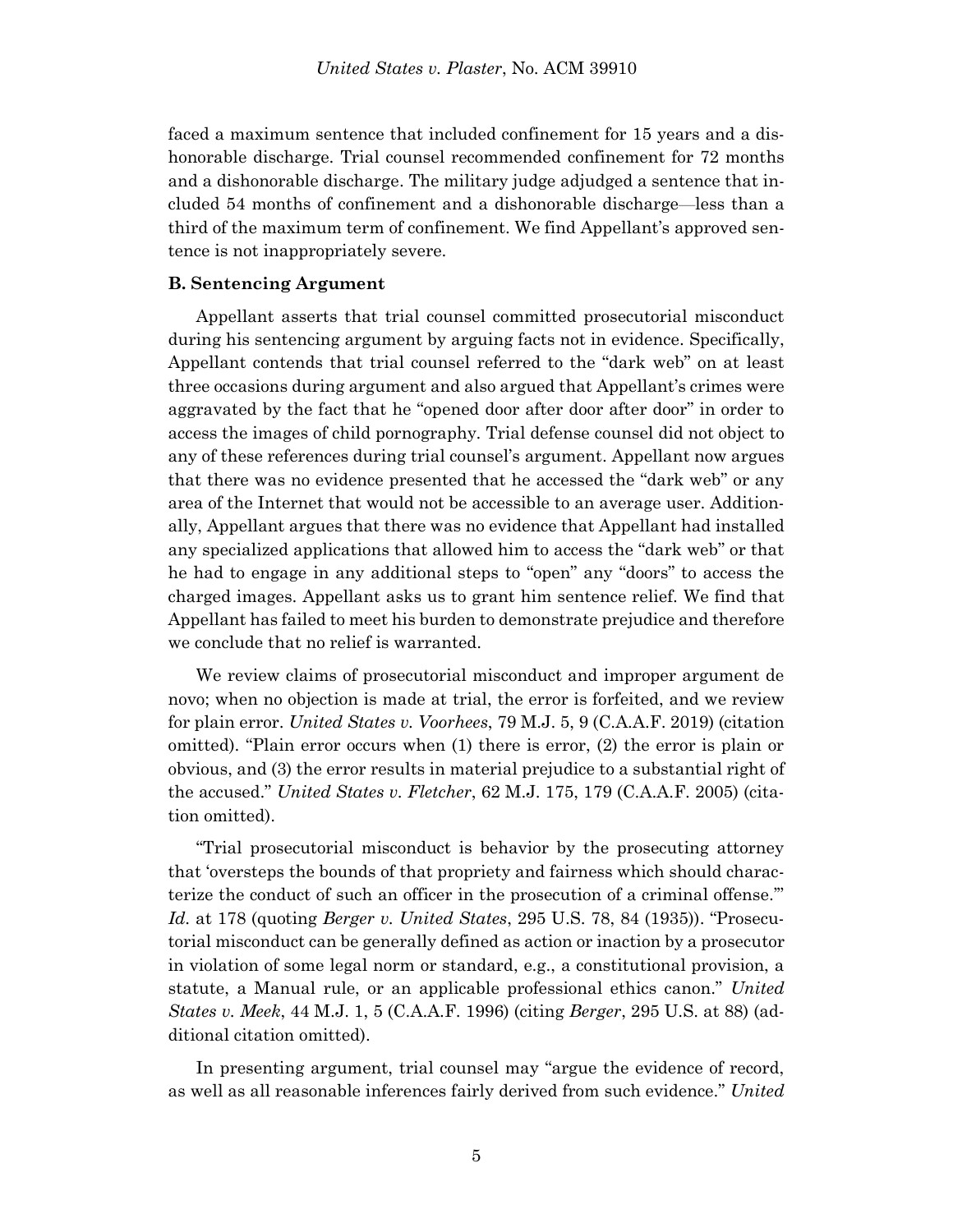faced a maximum sentence that included confinement for 15 years and a dishonorable discharge. Trial counsel recommended confinement for 72 months and a dishonorable discharge. The military judge adjudged a sentence that included 54 months of confinement and a dishonorable discharge—less than a third of the maximum term of confinement. We find Appellant's approved sentence is not inappropriately severe.

### B. Sentencing Argument

Appellant asserts that trial counsel committed prosecutorial misconduct during his sentencing argument by arguing facts not in evidence. Specifically, Appellant contends that trial counsel referred to the "dark web" on at least three occasions during argument and also argued that Appellant's crimes were aggravated by the fact that he "opened door after door after door" in order to access the images of child pornography. Trial defense counsel did not object to any of these references during trial counsel's argument. Appellant now argues that there was no evidence presented that he accessed the "dark web" or any area of the Internet that would not be accessible to an average user. Additionally, Appellant argues that there was no evidence that Appellant had installed any specialized applications that allowed him to access the "dark web" or that he had to engage in any additional steps to "open" any "doors" to access the charged images. Appellant asks us to grant him sentence relief. We find that Appellant has failed to meet his burden to demonstrate prejudice and therefore we conclude that no relief is warranted.

We review claims of prosecutorial misconduct and improper argument de novo; when no objection is made at trial, the error is forfeited, and we review for plain error. *United States v. Voorhees*, 79 M.J. 5, 9 (C.A.A.F. 2019) (citation omitted). "Plain error occurs when (1) there is error, (2) the error is plain or obvious, and (3) the error results in material prejudice to a substantial right of the accused." *United States v. Fletcher*, 62 M.J. 175, 179 (C.A.A.F. 2005) (citation omitted).

"Trial prosecutorial misconduct is behavior by the prosecuting attorney that 'oversteps the bounds of that propriety and fairness which should characterize the conduct of such an officer in the prosecution of a criminal offense.'" *Id.* at 178 (quoting *Berger v. United States*, 295 U.S. 78, 84 (1935)). "Prosecutorial misconduct can be generally defined as action or inaction by a prosecutor in violation of some legal norm or standard, e.g., a constitutional provision, a statute, a Manual rule, or an applicable professional ethics canon." *United States v. Meek*, 44 M.J. 1, 5 (C.A.A.F. 1996) (citing *Berger*, 295 U.S. at 88) (additional citation omitted).

In presenting argument, trial counsel may "argue the evidence of record, as well as all reasonable inferences fairly derived from such evidence." *United*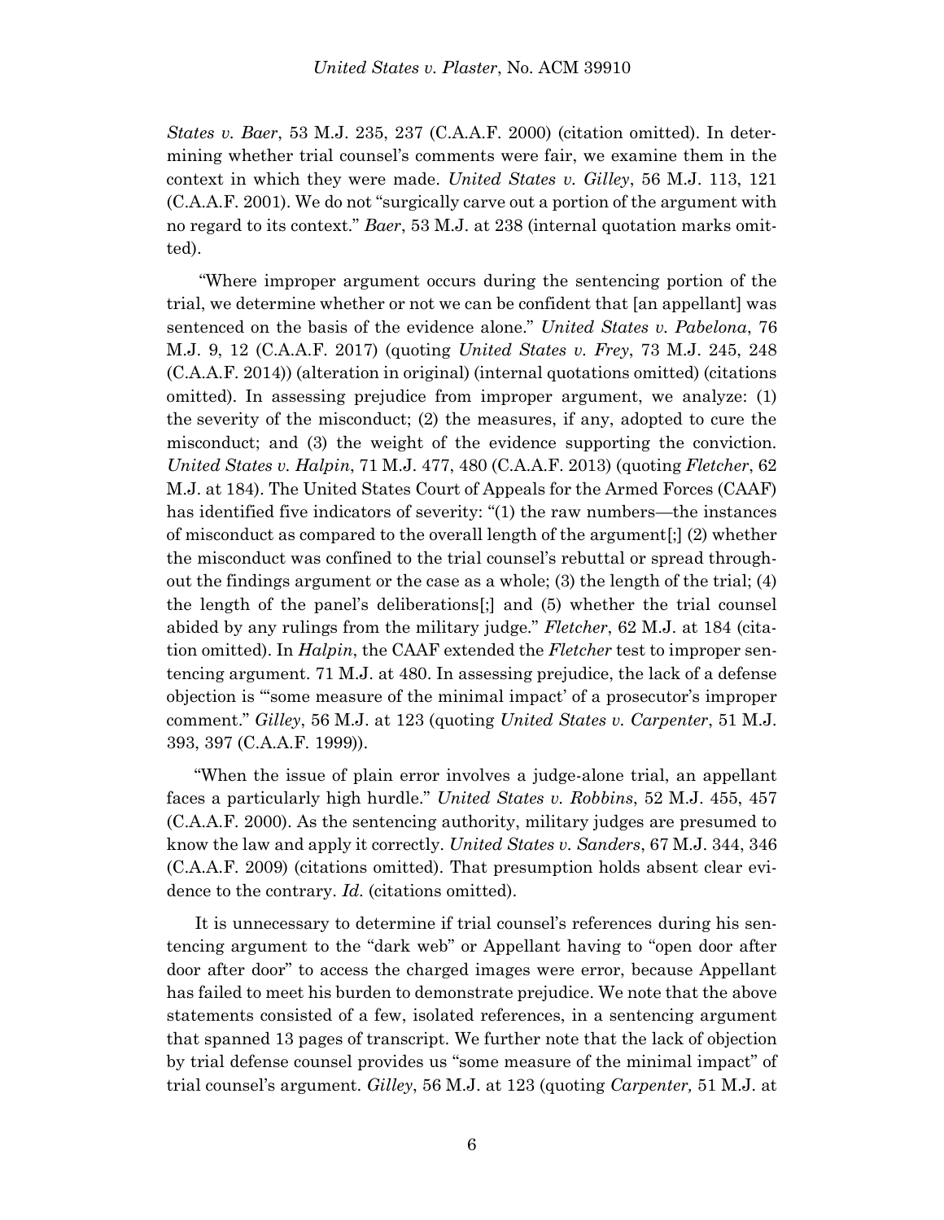*States v. Baer*, 53 M.J. 235, 237 (C.A.A.F. 2000) (citation omitted). In determining whether trial counsel's comments were fair, we examine them in the context in which they were made. *United States v. Gilley*, 56 M.J. 113, 121 (C.A.A.F. 2001). We do not "surgically carve out a portion of the argument with no regard to its context." *Baer*, 53 M.J. at 238 (internal quotation marks omitted).

"Where improper argument occurs during the sentencing portion of the trial, we determine whether or not we can be confident that [an appellant] was sentenced on the basis of the evidence alone." *United States v. Pabelona*, 76 M.J. 9, 12 (C.A.A.F. 2017) (quoting *United States v. Frey*, 73 M.J. 245, 248 (C.A.A.F. 2014)) (alteration in original) (internal quotations omitted) (citations omitted). In assessing prejudice from improper argument, we analyze: (1) the severity of the misconduct; (2) the measures, if any, adopted to cure the misconduct; and (3) the weight of the evidence supporting the conviction. *United States v. Halpin*, 71 M.J. 477, 480 (C.A.A.F. 2013) (quoting *Fletcher*, 62 M.J. at 184). The United States Court of Appeals for the Armed Forces (CAAF) has identified five indicators of severity: "(1) the raw numbers—the instances of misconduct as compared to the overall length of the argument[;] (2) whether the misconduct was confined to the trial counsel's rebuttal or spread throughout the findings argument or the case as a whole; (3) the length of the trial; (4) the length of the panel's deliberations[;] and (5) whether the trial counsel abided by any rulings from the military judge." *Fletcher*, 62 M.J. at 184 (citation omitted). In *Halpin*, the CAAF extended the *Fletcher* test to improper sentencing argument. 71 M.J. at 480. In assessing prejudice, the lack of a defense objection is "'some measure of the minimal impact' of a prosecutor's improper comment." *Gilley*, 56 M.J. at 123 (quoting *United States v. Carpenter*, 51 M.J. 393, 397 (C.A.A.F. 1999)).

"When the issue of plain error involves a judge-alone trial, an appellant faces a particularly high hurdle." *United States v. Robbins*, 52 M.J. 455, 457 (C.A.A.F. 2000). As the sentencing authority, military judges are presumed to know the law and apply it correctly. *United States v. Sanders*, 67 M.J. 344, 346 (C.A.A.F. 2009) (citations omitted). That presumption holds absent clear evidence to the contrary. *Id.* (citations omitted).

It is unnecessary to determine if trial counsel's references during his sentencing argument to the "dark web" or Appellant having to "open door after door after door" to access the charged images were error, because Appellant has failed to meet his burden to demonstrate prejudice. We note that the above statements consisted of a few, isolated references, in a sentencing argument that spanned 13 pages of transcript. We further note that the lack of objection by trial defense counsel provides us "some measure of the minimal impact" of trial counsel's argument. *Gilley*, 56 M.J. at 123 (quoting *Carpenter,* 51 M.J. at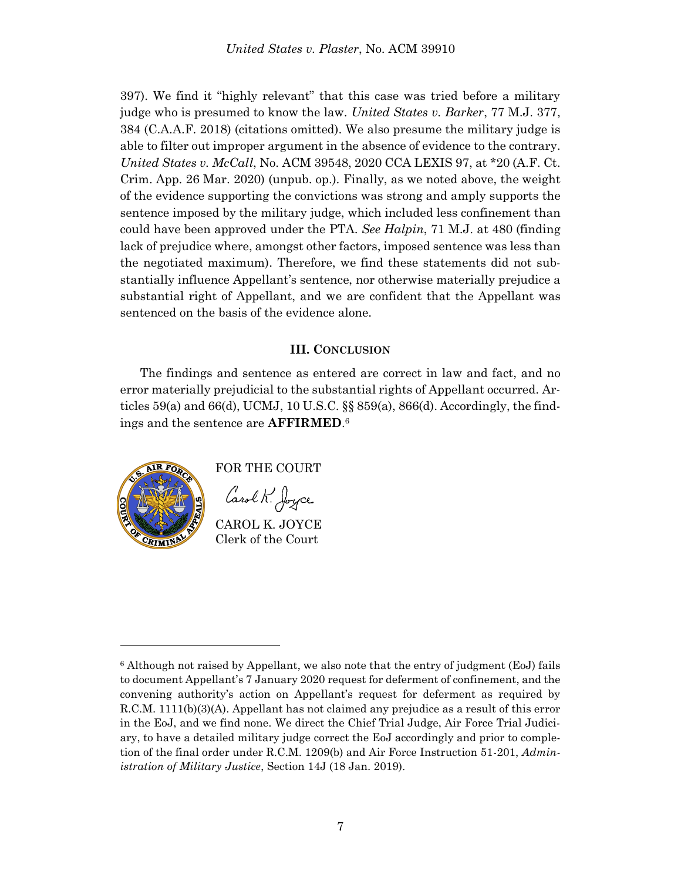397). We find it "highly relevant" that this case was tried before a military judge who is presumed to know the law. *United States v. Barker*, 77 M.J. 377, 384 (C.A.A.F. 2018) (citations omitted). We also presume the military judge is able to filter out improper argument in the absence of evidence to the contrary. *United States v. McCall*, No. ACM 39548, 2020 CCA LEXIS 97, at *20 (A.F. Ct. Crim. App. 26 Mar. 2020) (unpub. op.). Finally, as we noted above, the weight of the evidence supporting the convictions was strong and amply supports the sentence imposed by the military judge, which included less confinement than could have been approved under the PTA. *See Halpin*, 71 M.J. at 480 (finding lack of prejudice where, amongst other factors, imposed sentence was less than the negotiated maximum). Therefore, we find these statements did not substantially influence Appellant's sentence, nor otherwise materially prejudice a substantial right of Appellant, and we are confident that the Appellant was sentenced on the basis of the evidence alone.

## III. CONCLUSION

The findings and sentence as entered are correct in law and fact, and no error materially prejudicial to the substantial rights of Appellant occurred. Articles 59(a) and 66(d), UCMJ, 10 U.S.C. §§ 859(a), 866(d). Accordingly, the findings and the sentence are **AFFIRMED**.[6]

FOR THE COURT

CAROL K. JOYCE
Clerk of the Court

---

[6] Although not raised by Appellant, we also note that the entry of judgment (EoJ) fails to document Appellant's 7 January 2020 request for deferment of confinement, and the convening authority's action on Appellant's request for deferment as required by R.C.M. 1111(b)(3)(A). Appellant has not claimed any prejudice as a result of this error in the EoJ, and we find none. We direct the Chief Trial Judge, Air Force Trial Judiciary, to have a detailed military judge correct the EoJ accordingly and prior to completion of the final order under R.C.M. 1209(b) and Air Force Instruction 51-201, *Administration of Military Justice*, Section 14J (18 Jan. 2019).